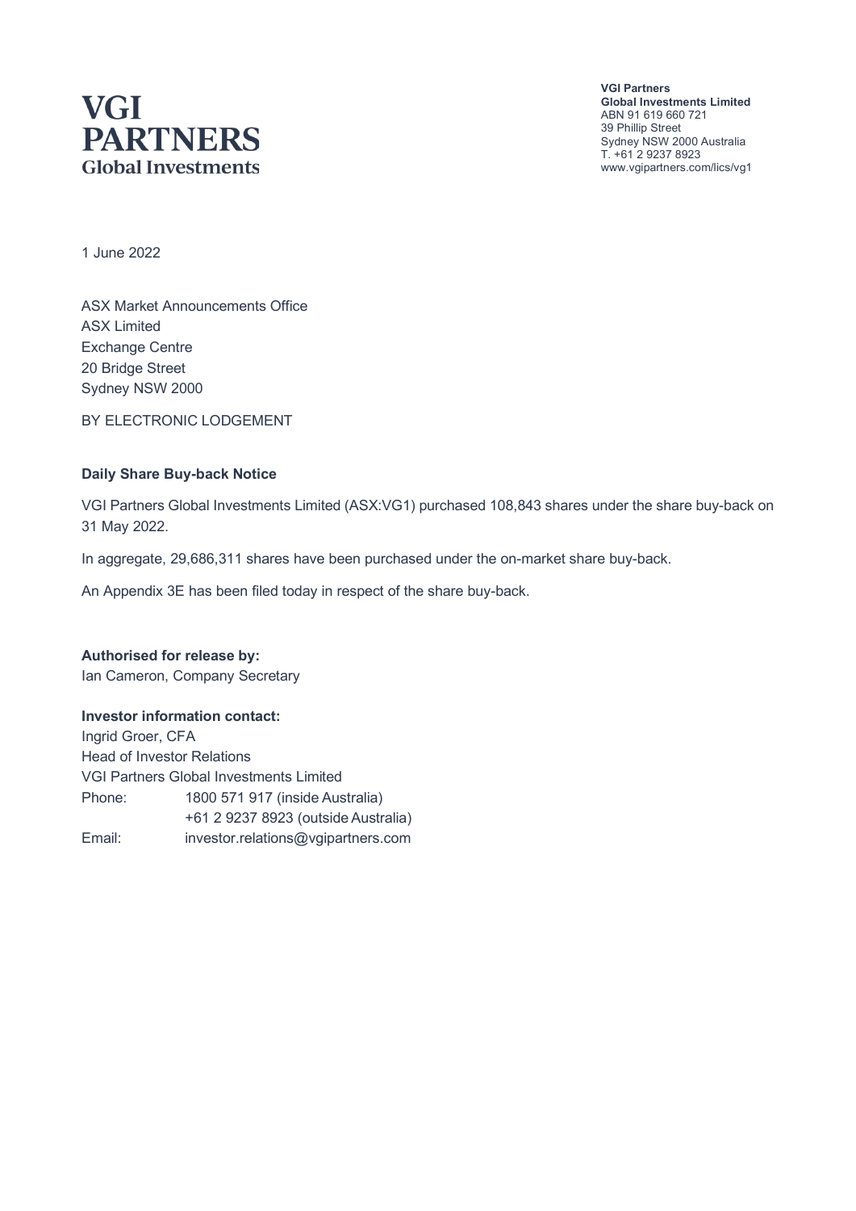# VGI PARTNERS
Global Investments

**VGI Partners**
**Global Investments Limited**
ABN 91 619 660 721
39 Phillip Street
Sydney NSW 2000 Australia
T. +61 2 9237 8923
www.vgipartners.com/lics/vg1

1 June 2022

ASX Market Announcements Office
ASX Limited
Exchange Centre
20 Bridge Street
Sydney NSW 2000

BY ELECTRONIC LODGEMENT

**Daily Share Buy-back Notice**

VGI Partners Global Investments Limited (ASX:VG1) purchased 108,843 shares under the share buy-back on 31 May 2022.

In aggregate, 29,686,311 shares have been purchased under the on-market share buy-back.

An Appendix 3E has been filed today in respect of the share buy-back.

**Authorised for release by:**
Ian Cameron, Company Secretary

**Investor information contact:**
Ingrid Groer, CFA
Head of Investor Relations
VGI Partners Global Investments Limited

| | |
|---|---|
| Phone: | 1800 571 917 (inside Australia) |
| | +61 2 9237 8923 (outside Australia) |
| Email: | investor.relations@vgipartners.com |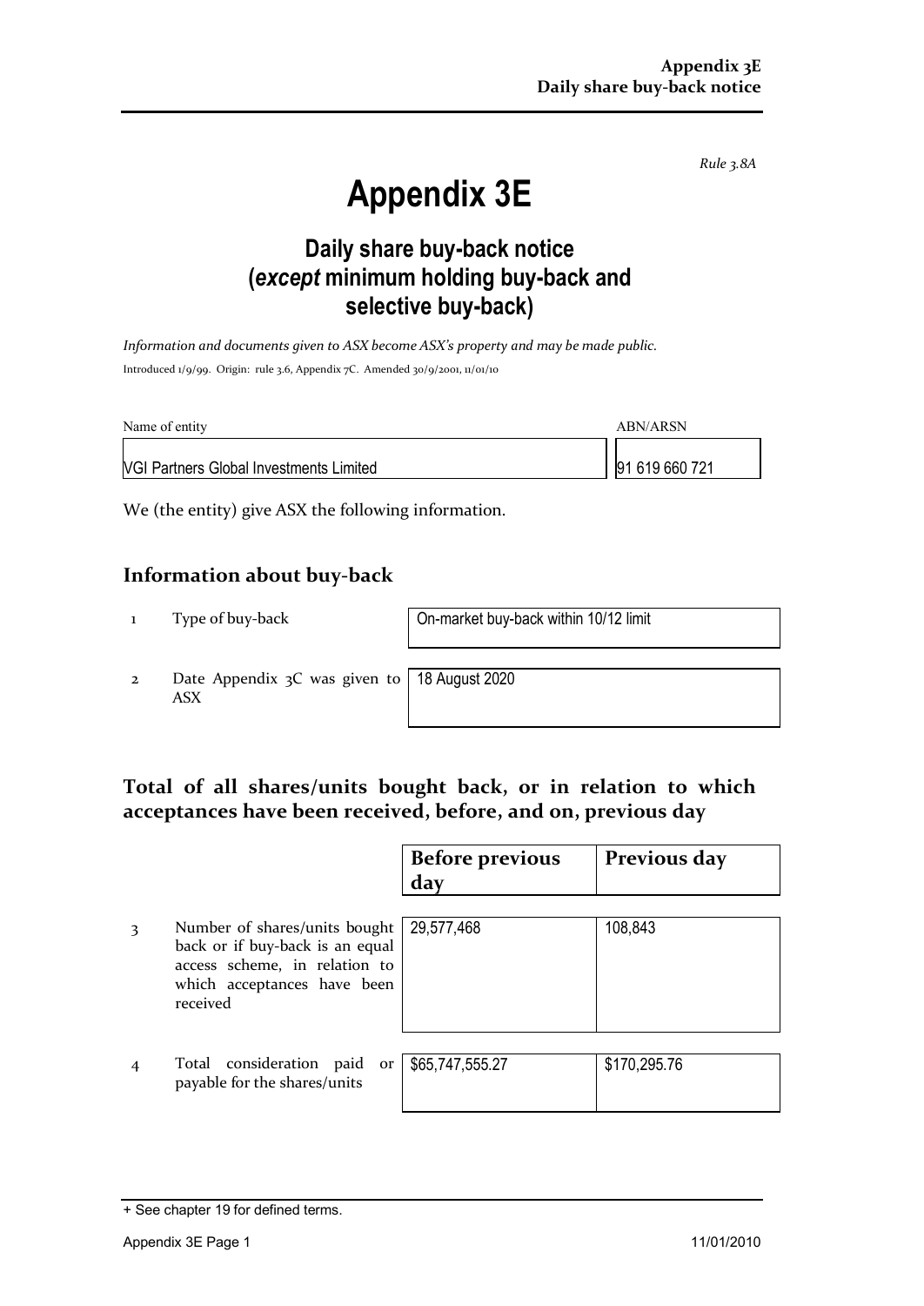*Rule 3.8A*

# Appendix 3E

## Daily share buy-back notice (*except* minimum holding buy-back and selective buy-back)

*Information and documents given to ASX become ASX's property and may be made public.*

Introduced 1/9/99. Origin: rule 3.6, Appendix 7C. Amended 30/9/2001, 11/01/10

| Name of entity | ABN/ARSN |
|---|---|
| VGI Partners Global Investments Limited | 91 619 660 721 |

We (the entity) give ASX the following information.

## Information about buy-back

| | | |
|---|---|---|
| 1 | Type of buy-back | On-market buy-back within 10/12 limit |
| 2 | Date Appendix 3C was given to ASX | 18 August 2020 |

## Total of all shares/units bought back, or in relation to which acceptances have been received, before, and on, previous day

| | | Before previous day | Previous day |
|---|---|---|---|
| 3 | Number of shares/units bought back or if buy-back is an equal access scheme, in relation to which acceptances have been received | 29,577,468 | 108,843 |
| 4 | Total consideration paid or payable for the shares/units | $65,747,555.27 | $170,295.76 |

+ See chapter 19 for defined terms.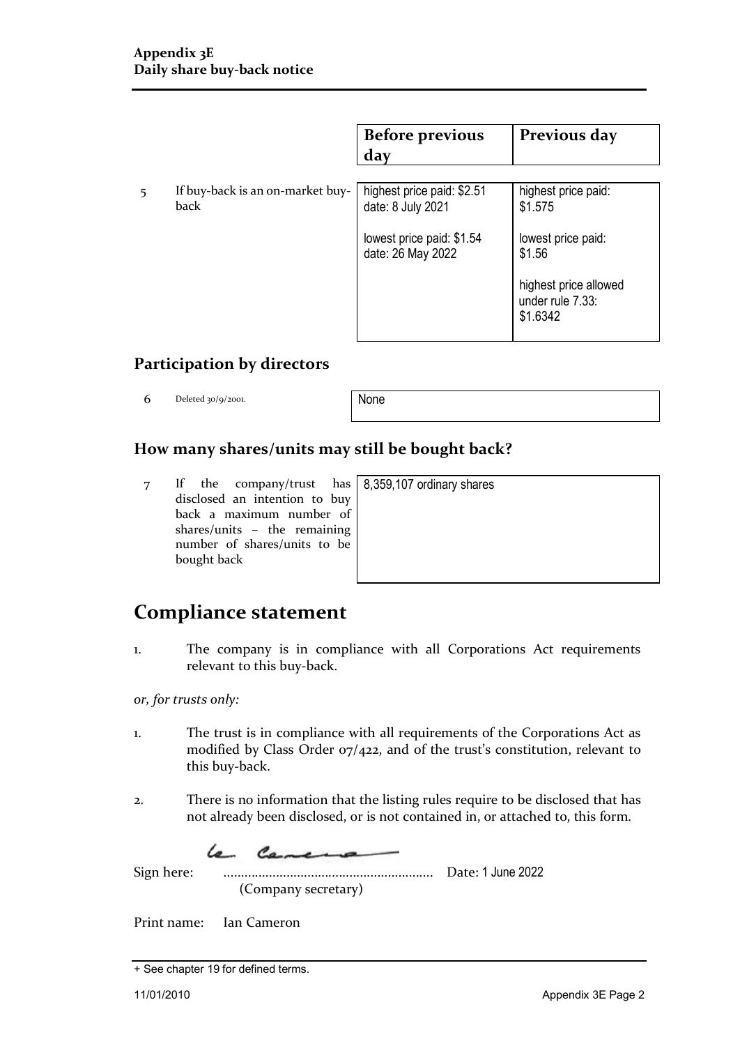**Appendix 3E**
**Daily share buy-back notice**

| | | Before previous day | Previous day |
|---|---|---|---|
| 5 | If buy-back is an on-market buy-back | highest price paid: $2.51<br>date: 8 July 2021<br><br>lowest price paid: $1.54<br>date: 26 May 2022 | highest price paid: $1.575<br><br>lowest price paid: $1.56<br><br>highest price allowed under rule 7.33: $1.6342 |

## Participation by directors

| | | |
|---|---|---|
| 6 | Deleted 30/9/2001. | None |

## How many shares/units may still be bought back?

| | | |
|---|---|---|
| 7 | If the company/trust has disclosed an intention to buy back a maximum number of shares/units – the remaining number of shares/units to be bought back | 8,359,107 ordinary shares |

# Compliance statement

1. The company is in compliance with all Corporations Act requirements relevant to this buy-back.

*or, for trusts only:*

1. The trust is in compliance with all requirements of the Corporations Act as modified by Class Order 07/422, and of the trust's constitution, relevant to this buy-back.

2. There is no information that the listing rules require to be disclosed that has not already been disclosed, or is not contained in, or attached to, this form.

Sign here: ............................................................ Date: 1 June 2022
(Company secretary)

Print name: Ian Cameron

+ See chapter 19 for defined terms.